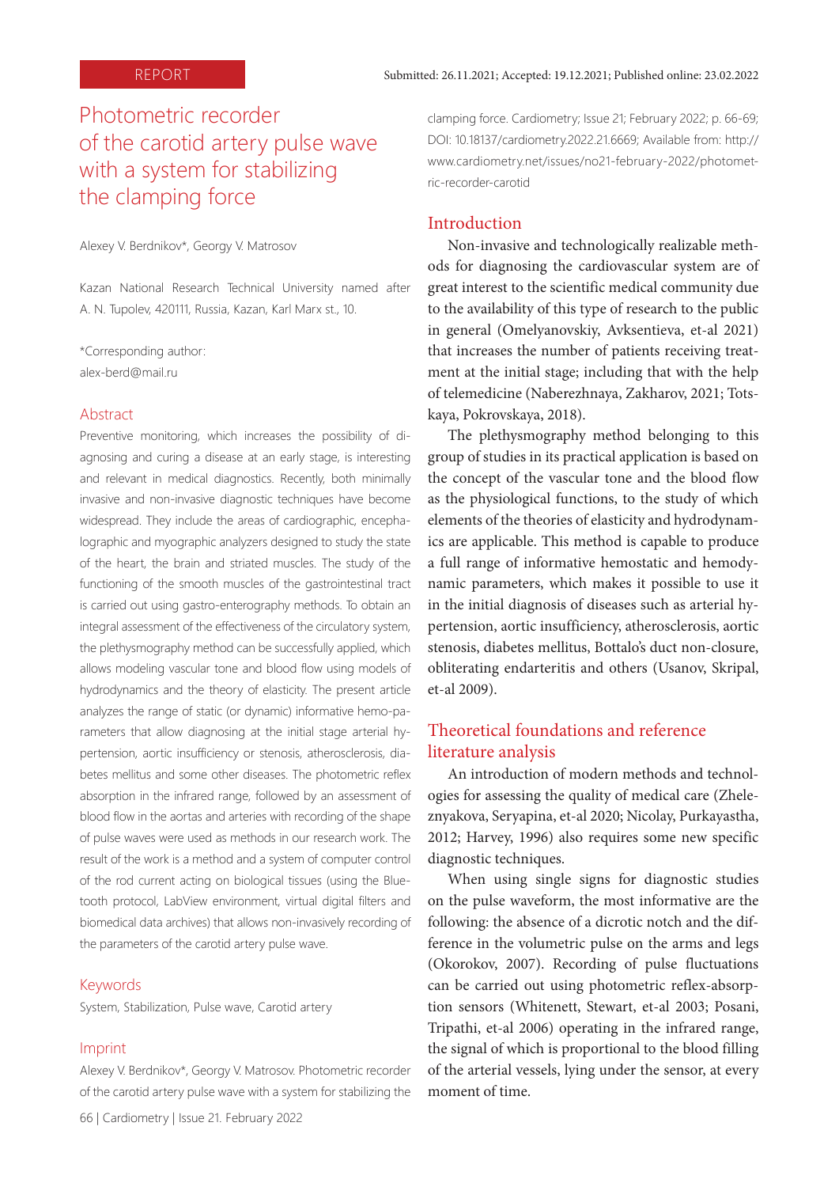REPORT

Submitted: 26.11.2021; Accepted: 19.12.2021; Published online: 23.02.2022

# Photometric recorder of the carotid artery pulse wave with a system for stabilizing the clamping force

Alexey V. Berdnikov*, Georgy V. Matrosov

Kazan National Research Technical University named after A. N. Tupolev, 420111, Russia, Kazan, Karl Marx st., 10.

*Corresponding author:
alex-berd@mail.ru

## Abstract

Preventive monitoring, which increases the possibility of diagnosing and curing a disease at an early stage, is interesting and relevant in medical diagnostics. Recently, both minimally invasive and non-invasive diagnostic techniques have become widespread. They include the areas of cardiographic, encephalographic and myographic analyzers designed to study the state of the heart, the brain and striated muscles. The study of the functioning of the smooth muscles of the gastrointestinal tract is carried out using gastro-enterography methods. To obtain an integral assessment of the effectiveness of the circulatory system, the plethysmography method can be successfully applied, which allows modeling vascular tone and blood flow using models of hydrodynamics and the theory of elasticity. The present article analyzes the range of static (or dynamic) informative hemo-parameters that allow diagnosing at the initial stage arterial hypertension, aortic insufficiency or stenosis, atherosclerosis, diabetes mellitus and some other diseases. The photometric reflex absorption in the infrared range, followed by an assessment of blood flow in the aortas and arteries with recording of the shape of pulse waves were used as methods in our research work. The result of the work is a method and a system of computer control of the rod current acting on biological tissues (using the Bluetooth protocol, LabView environment, virtual digital filters and biomedical data archives) that allows non-invasively recording of the parameters of the carotid artery pulse wave.

## Keywords

System, Stabilization, Pulse wave, Carotid artery

## Imprint

Alexey V. Berdnikov*, Georgy V. Matrosov. Photometric recorder of the carotid artery pulse wave with a system for stabilizing the clamping force. Cardiometry; Issue 21; February 2022; p. 66-69; DOI: 10.18137/cardiometry.2022.21.6669; Available from: http://www.cardiometry.net/issues/no21-february-2022/photometric-recorder-carotid

## Introduction

Non-invasive and technologically realizable methods for diagnosing the cardiovascular system are of great interest to the scientific medical community due to the availability of this type of research to the public in general (Omelyanovskiy, Avksentieva, et-al 2021) that increases the number of patients receiving treatment at the initial stage; including that with the help of telemedicine (Naberezhnaya, Zakharov, 2021; Totskaya, Pokrovskaya, 2018).

The plethysmography method belonging to this group of studies in its practical application is based on the concept of the vascular tone and the blood flow as the physiological functions, to the study of which elements of the theories of elasticity and hydrodynamics are applicable. This method is capable to produce a full range of informative hemostatic and hemodynamic parameters, which makes it possible to use it in the initial diagnosis of diseases such as arterial hypertension, aortic insufficiency, atherosclerosis, aortic stenosis, diabetes mellitus, Bottalo's duct non-closure, obliterating endarteritis and others (Usanov, Skripal, et-al 2009).

## Theoretical foundations and reference literature analysis

An introduction of modern methods and technologies for assessing the quality of medical care (Zheleznyakova, Seryapina, et-al 2020; Nicolay, Purkayastha, 2012; Harvey, 1996) also requires some new specific diagnostic techniques.

When using single signs for diagnostic studies on the pulse waveform, the most informative are the following: the absence of a dicrotic notch and the difference in the volumetric pulse on the arms and legs (Okorokov, 2007). Recording of pulse fluctuations can be carried out using photometric reflex-absorption sensors (Whitenett, Stewart, et-al 2003; Posani, Tripathi, et-al 2006) operating in the infrared range, the signal of which is proportional to the blood filling of the arterial vessels, lying under the sensor, at every moment of time.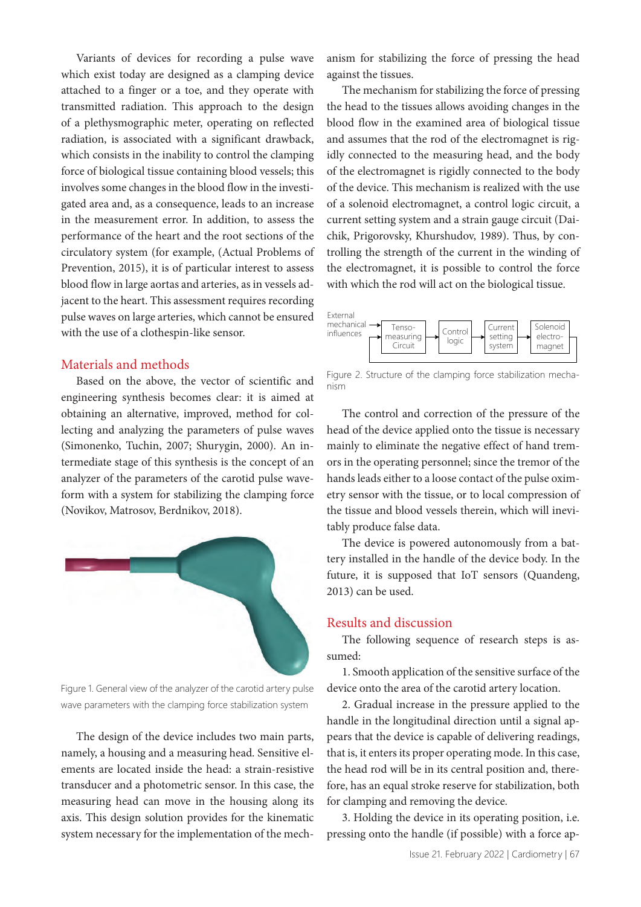Variants of devices for recording a pulse wave which exist today are designed as a clamping device attached to a finger or a toe, and they operate with transmitted radiation. This approach to the design of a plethysmographic meter, operating on reflected radiation, is associated with a significant drawback, which consists in the inability to control the clamping force of biological tissue containing blood vessels; this involves some changes in the blood flow in the investigated area and, as a consequence, leads to an increase in the measurement error. In addition, to assess the performance of the heart and the root sections of the circulatory system (for example, (Actual Problems of Prevention, 2015), it is of particular interest to assess blood flow in large aortas and arteries, as in vessels adjacent to the heart. This assessment requires recording pulse waves on large arteries, which cannot be ensured with the use of a clothespin-like sensor.

## Materials and methods

Based on the above, the vector of scientific and engineering synthesis becomes clear: it is aimed at obtaining an alternative, improved, method for collecting and analyzing the parameters of pulse waves (Simonenko, Tuchin, 2007; Shurygin, 2000). An intermediate stage of this synthesis is the concept of an analyzer of the parameters of the carotid pulse waveform with a system for stabilizing the clamping force (Novikov, Matrosov, Berdnikov, 2018).

Figure 1. General view of the analyzer of the carotid artery pulse wave parameters with the clamping force stabilization system

The design of the device includes two main parts, namely, a housing and a measuring head. Sensitive elements are located inside the head: a strain-resistive transducer and a photometric sensor. In this case, the measuring head can move in the housing along its axis. This design solution provides for the kinematic system necessary for the implementation of the mechanism for stabilizing the force of pressing the head against the tissues.

The mechanism for stabilizing the force of pressing the head to the tissues allows avoiding changes in the blood flow in the examined area of biological tissue and assumes that the rod of the electromagnet is rigidly connected to the measuring head, and the body of the electromagnet is rigidly connected to the body of the device. This mechanism is realized with the use of a solenoid electromagnet, a control logic circuit, a current setting system and a strain gauge circuit (Daichik, Prigorovsky, Khurshudov, 1989). Thus, by controlling the strength of the current in the winding of the electromagnet, it is possible to control the force with which the rod will act on the biological tissue.

External mechanical influences → Tenso-measuring Circuit → Control logic → Current setting system → Solenoid electro-magnet

Figure 2. Structure of the clamping force stabilization mechanism

The control and correction of the pressure of the head of the device applied onto the tissue is necessary mainly to eliminate the negative effect of hand tremors in the operating personnel; since the tremor of the hands leads either to a loose contact of the pulse oximetry sensor with the tissue, or to local compression of the tissue and blood vessels therein, which will inevitably produce false data.

The device is powered autonomously from a battery installed in the handle of the device body. In the future, it is supposed that IoT sensors (Quandeng, 2013) can be used.

## Results and discussion

The following sequence of research steps is assumed:

1. Smooth application of the sensitive surface of the device onto the area of the carotid artery location.

2. Gradual increase in the pressure applied to the handle in the longitudinal direction until a signal appears that the device is capable of delivering readings, that is, it enters its proper operating mode. In this case, the head rod will be in its central position and, therefore, has an equal stroke reserve for stabilization, both for clamping and removing the device.

3. Holding the device in its operating position, i.e. pressing onto the handle (if possible) with a force ap-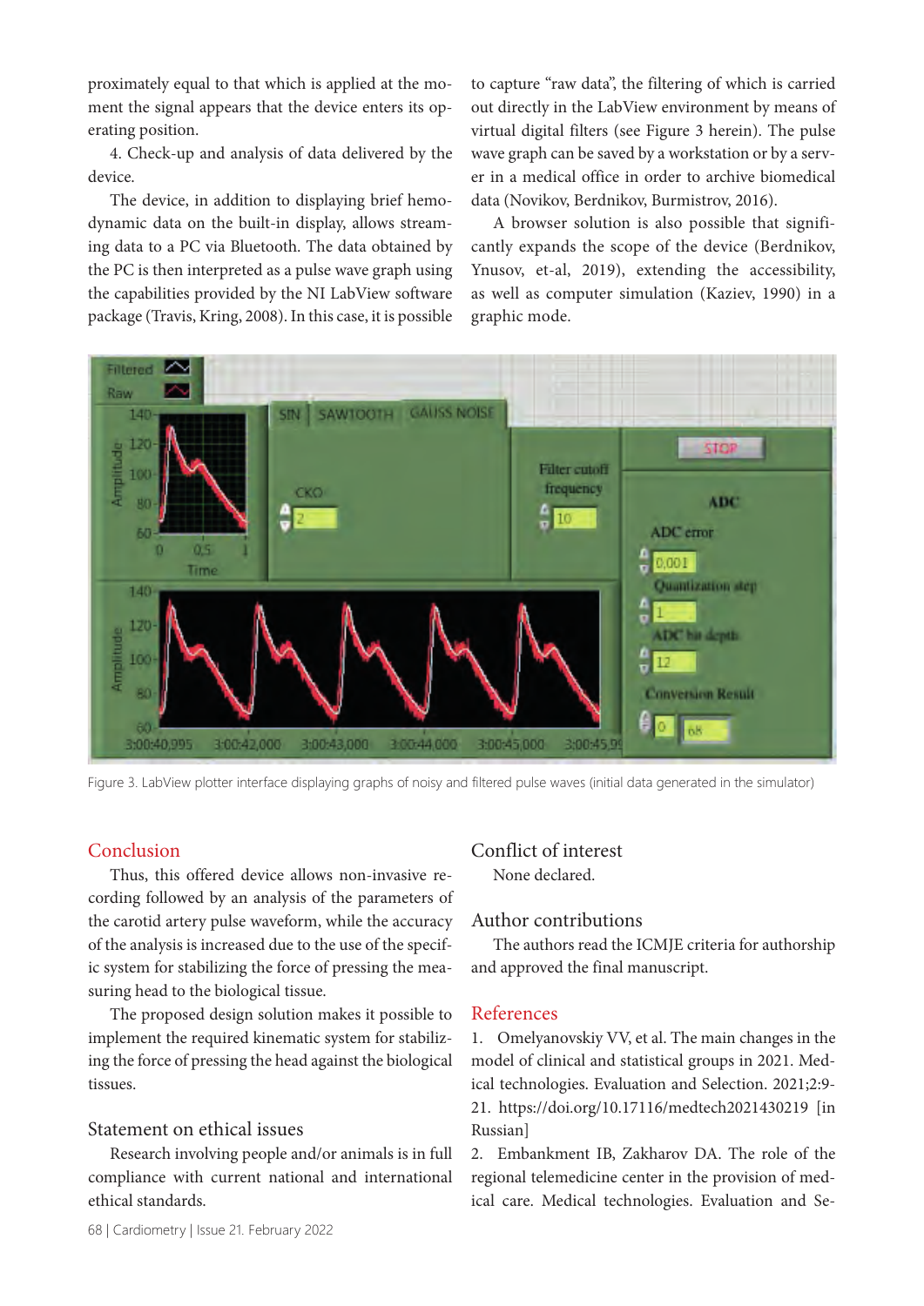proximately equal to that which is applied at the moment the signal appears that the device enters its operating position.

4. Check-up and analysis of data delivered by the device.

The device, in addition to displaying brief hemodynamic data on the built-in display, allows streaming data to a PC via Bluetooth. The data obtained by the PC is then interpreted as a pulse wave graph using the capabilities provided by the NI LabView software package (Travis, Kring, 2008). In this case, it is possible to capture "raw data", the filtering of which is carried out directly in the LabView environment by means of virtual digital filters (see Figure 3 herein). The pulse wave graph can be saved by a workstation or by a server in a medical office in order to archive biomedical data (Novikov, Berdnikov, Burmistrov, 2016).

A browser solution is also possible that significantly expands the scope of the device (Berdnikov, Ynusov, et-al, 2019), extending the accessibility, as well as computer simulation (Kaziev, 1990) in a graphic mode.

Figure 3. LabView plotter interface displaying graphs of noisy and filtered pulse waves (initial data generated in the simulator)

## Conclusion

Thus, this offered device allows non-invasive recording followed by an analysis of the parameters of the carotid artery pulse waveform, while the accuracy of the analysis is increased due to the use of the specific system for stabilizing the force of pressing the measuring head to the biological tissue.

The proposed design solution makes it possible to implement the required kinematic system for stabilizing the force of pressing the head against the biological tissues.

## Statement on ethical issues

Research involving people and/or animals is in full compliance with current national and international ethical standards.

## Conflict of interest

None declared.

## Author contributions

The authors read the ICMJE criteria for authorship and approved the final manuscript.

## References

1. Omelyanovskiy VV, et al. The main changes in the model of clinical and statistical groups in 2021. Medical technologies. Evaluation and Selection. 2021;2:9-21. https://doi.org/10.17116/medtech2021430219 [in Russian]
2. Embankment IB, Zakharov DA. The role of the regional telemedicine center in the provision of medical care. Medical technologies. Evaluation and Se-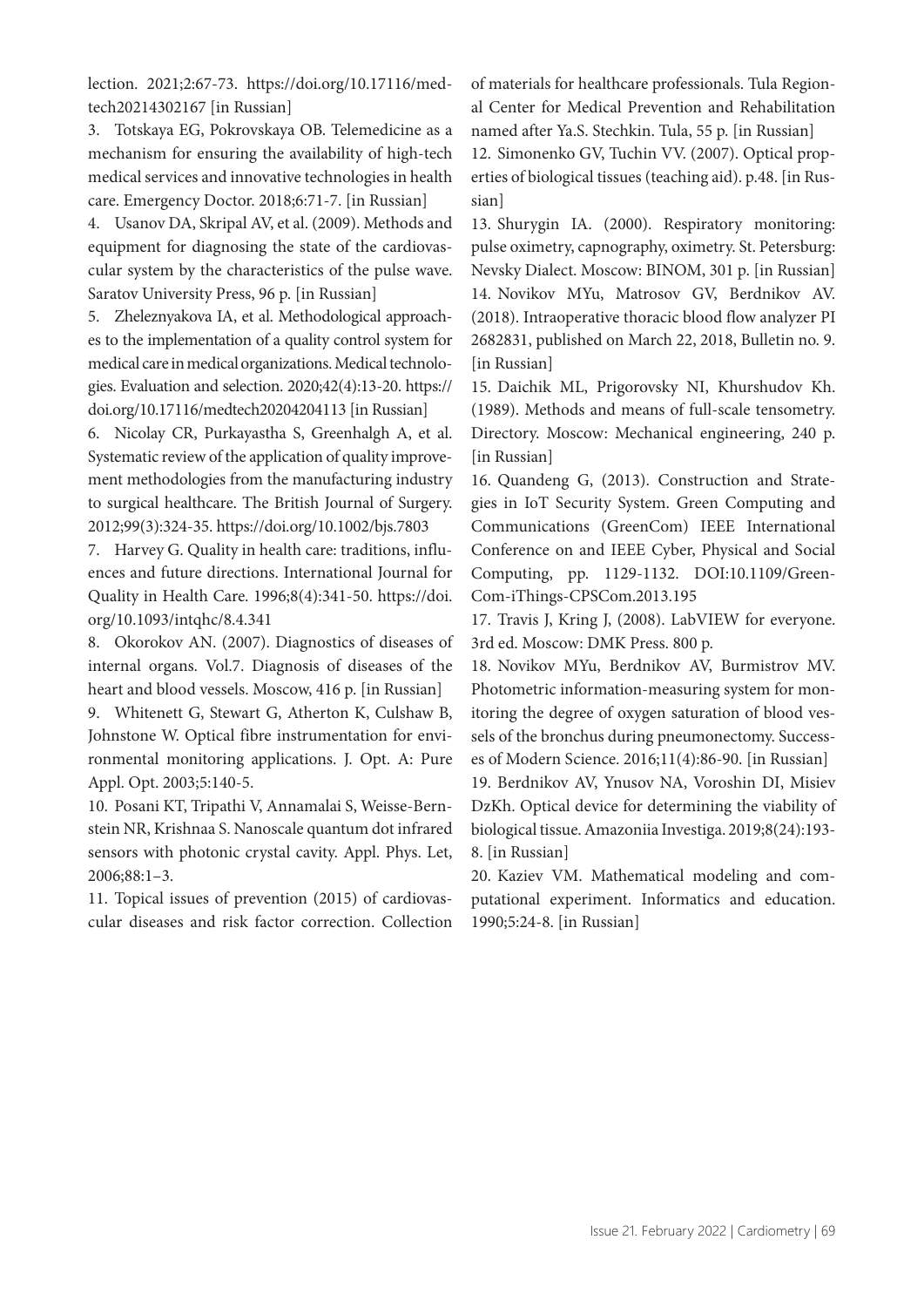lection. 2021;2:67-73. https://doi.org/10.17116/medtech20214302167 [in Russian]

3. Totskaya EG, Pokrovskaya OB. Telemedicine as a mechanism for ensuring the availability of high-tech medical services and innovative technologies in health care. Emergency Doctor. 2018;6:71-7. [in Russian]

4. Usanov DA, Skripal AV, et al. (2009). Methods and equipment for diagnosing the state of the cardiovascular system by the characteristics of the pulse wave. Saratov University Press, 96 p. [in Russian]

5. Zheleznyakova IA, et al. Methodological approaches to the implementation of a quality control system for medical care in medical organizations. Medical technologies. Evaluation and selection. 2020;42(4):13-20. https://doi.org/10.17116/medtech20204204113 [in Russian]

6. Nicolay CR, Purkayastha S, Greenhalgh A, et al. Systematic review of the application of quality improvement methodologies from the manufacturing industry to surgical healthcare. The British Journal of Surgery. 2012;99(3):324-35. https://doi.org/10.1002/bjs.7803

7. Harvey G. Quality in health care: traditions, influences and future directions. International Journal for Quality in Health Care. 1996;8(4):341-50. https://doi.org/10.1093/intqhc/8.4.341

8. Okorokov AN. (2007). Diagnostics of diseases of internal organs. Vol.7. Diagnosis of diseases of the heart and blood vessels. Moscow, 416 p. [in Russian]

9. Whitenett G, Stewart G, Atherton K, Culshaw B, Johnstone W. Optical fibre instrumentation for environmental monitoring applications. J. Opt. A: Pure Appl. Opt. 2003;5:140-5.

10. Posani KT, Tripathi V, Annamalai S, Weisse-Bernstein NR, Krishnaa S. Nanoscale quantum dot infrared sensors with photonic crystal cavity. Appl. Phys. Let, 2006;88:1–3.

11. Topical issues of prevention (2015) of cardiovascular diseases and risk factor correction. Collection of materials for healthcare professionals. Tula Regional Center for Medical Prevention and Rehabilitation named after Ya.S. Stechkin. Tula, 55 p. [in Russian]

12. Simonenko GV, Tuchin VV. (2007). Optical properties of biological tissues (teaching aid). p.48. [in Russian]

13. Shurygin IA. (2000). Respiratory monitoring: pulse oximetry, capnography, oximetry. St. Petersburg: Nevsky Dialect. Moscow: BINOM, 301 p. [in Russian]

14. Novikov MYu, Matrosov GV, Berdnikov AV. (2018). Intraoperative thoracic blood flow analyzer PI 2682831, published on March 22, 2018, Bulletin no. 9. [in Russian]

15. Daichik ML, Prigorovsky NI, Khurshudov Kh. (1989). Methods and means of full-scale tensometry. Directory. Moscow: Mechanical engineering, 240 p. [in Russian]

16. Quandeng G, (2013). Construction and Strategies in IoT Security System. Green Computing and Communications (GreenCom) IEEE International Conference on and IEEE Cyber, Physical and Social Computing, pp. 1129-1132. DOI:10.1109/GreenCom-iThings-CPSCom.2013.195

17. Travis J, Kring J, (2008). LabVIEW for everyone. 3rd ed. Moscow: DMK Press. 800 p.

18. Novikov MYu, Berdnikov AV, Burmistrov MV. Photometric information-measuring system for monitoring the degree of oxygen saturation of blood vessels of the bronchus during pneumonectomy. Successes of Modern Science. 2016;11(4):86-90. [in Russian]

19. Berdnikov AV, Ynusov NA, Voroshin DI, Misiev DzKh. Optical device for determining the viability of biological tissue. Amazoniia Investiga. 2019;8(24):193-8. [in Russian]

20. Kaziev VM. Mathematical modeling and computational experiment. Informatics and education. 1990;5:24-8. [in Russian]